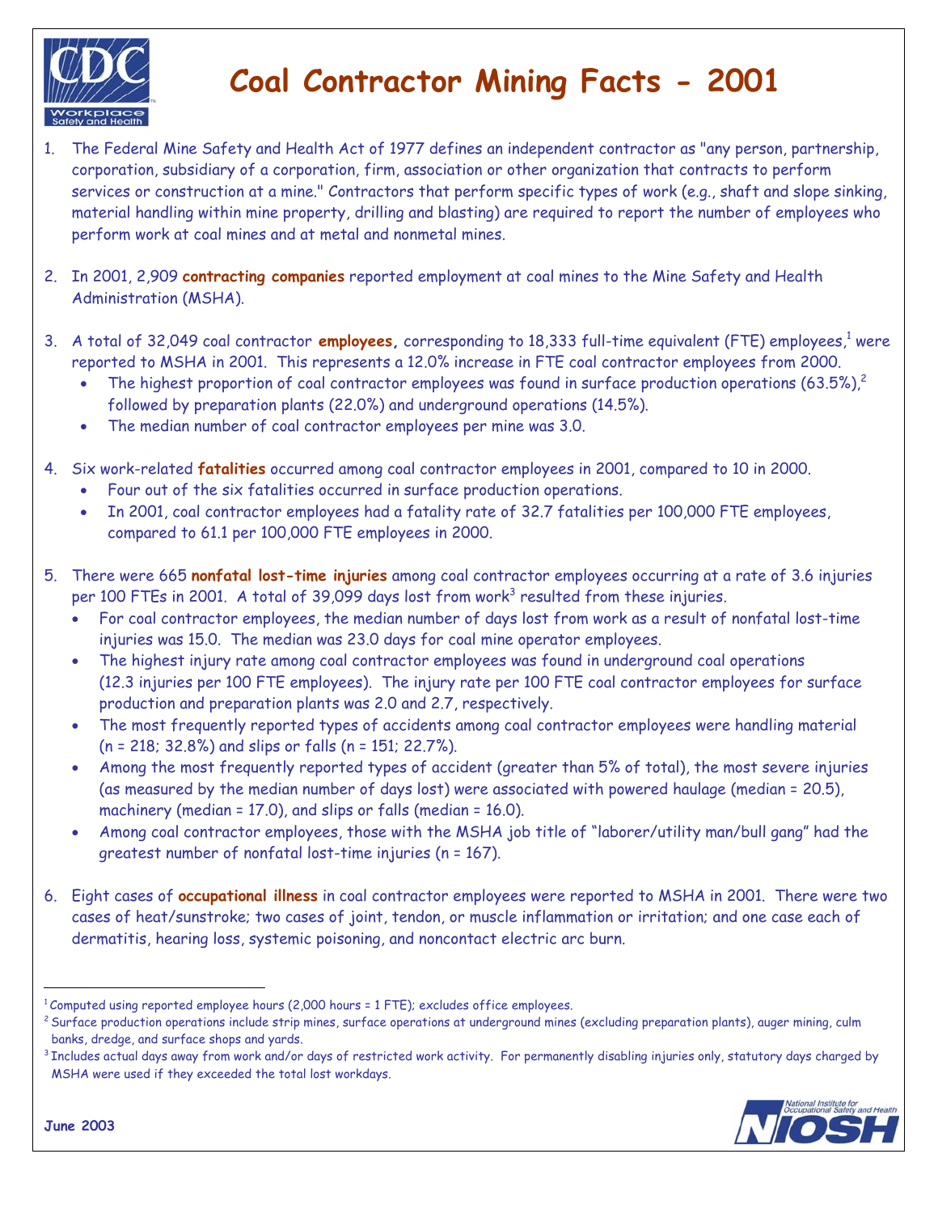# Coal Contractor Mining Facts - 2001

1. The Federal Mine Safety and Health Act of 1977 defines an independent contractor as "any person, partnership, corporation, subsidiary of a corporation, firm, association or other organization that contracts to perform services or construction at a mine." Contractors that perform specific types of work (e.g., shaft and slope sinking, material handling within mine property, drilling and blasting) are required to report the number of employees who perform work at coal mines and at metal and nonmetal mines.

2. In 2001, 2,909 **contracting companies** reported employment at coal mines to the Mine Safety and Health Administration (MSHA).

3. A total of 32,049 coal contractor **employees**, corresponding to 18,333 full-time equivalent (FTE) employees,[1] were reported to MSHA in 2001. This represents a 12.0% increase in FTE coal contractor employees from 2000.
   - The highest proportion of coal contractor employees was found in surface production operations (63.5%),[2] followed by preparation plants (22.0%) and underground operations (14.5%).
   - The median number of coal contractor employees per mine was 3.0.

4. Six work-related **fatalities** occurred among coal contractor employees in 2001, compared to 10 in 2000.
   - Four out of the six fatalities occurred in surface production operations.
   - In 2001, coal contractor employees had a fatality rate of 32.7 fatalities per 100,000 FTE employees, compared to 61.1 per 100,000 FTE employees in 2000.

5. There were 665 **nonfatal lost-time injuries** among coal contractor employees occurring at a rate of 3.6 injuries per 100 FTEs in 2001. A total of 39,099 days lost from work[3] resulted from these injuries.
   - For coal contractor employees, the median number of days lost from work as a result of nonfatal lost-time injuries was 15.0. The median was 23.0 days for coal mine operator employees.
   - The highest injury rate among coal contractor employees was found in underground coal operations (12.3 injuries per 100 FTE employees). The injury rate per 100 FTE coal contractor employees for surface production and preparation plants was 2.0 and 2.7, respectively.
   - The most frequently reported types of accidents among coal contractor employees were handling material (n = 218; 32.8%) and slips or falls (n = 151; 22.7%).
   - Among the most frequently reported types of accident (greater than 5% of total), the most severe injuries (as measured by the median number of days lost) were associated with powered haulage (median = 20.5), machinery (median = 17.0), and slips or falls (median = 16.0).
   - Among coal contractor employees, those with the MSHA job title of "laborer/utility man/bull gang" had the greatest number of nonfatal lost-time injuries (n = 167).

6. Eight cases of **occupational illness** in coal contractor employees were reported to MSHA in 2001. There were two cases of heat/sunstroke; two cases of joint, tendon, or muscle inflammation or irritation; and one case each of dermatitis, hearing loss, systemic poisoning, and noncontact electric arc burn.

---

[1] Computed using reported employee hours (2,000 hours = 1 FTE); excludes office employees.

[2] Surface production operations include strip mines, surface operations at underground mines (excluding preparation plants), auger mining, culm banks, dredge, and surface shops and yards.

[3] Includes actual days away from work and/or days of restricted work activity. For permanently disabling injuries only, statutory days charged by MSHA were used if they exceeded the total lost workdays.

June 2003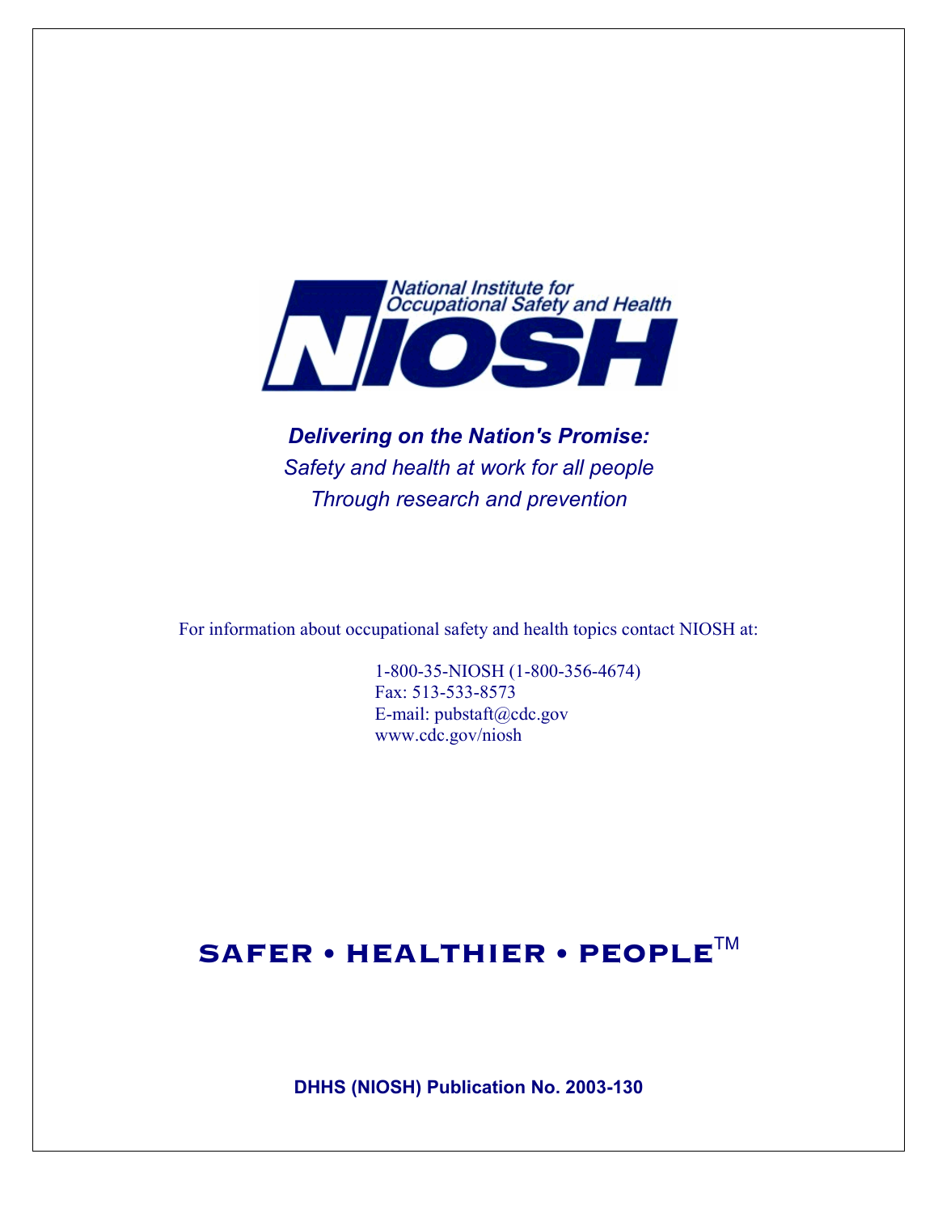National Institute for Occupational Safety and Health

**NIOSH**

***Delivering on the Nation's Promise:***

*Safety and health at work for all people*

*Through research and prevention*

For information about occupational safety and health topics contact NIOSH at:

1-800-35-NIOSH (1-800-356-4674)
Fax: 513-533-8573
E-mail: pubstaft@cdc.gov
www.cdc.gov/niosh

**SAFER • HEALTHIER • PEOPLE™**

**DHHS (NIOSH) Publication No. 2003-130**